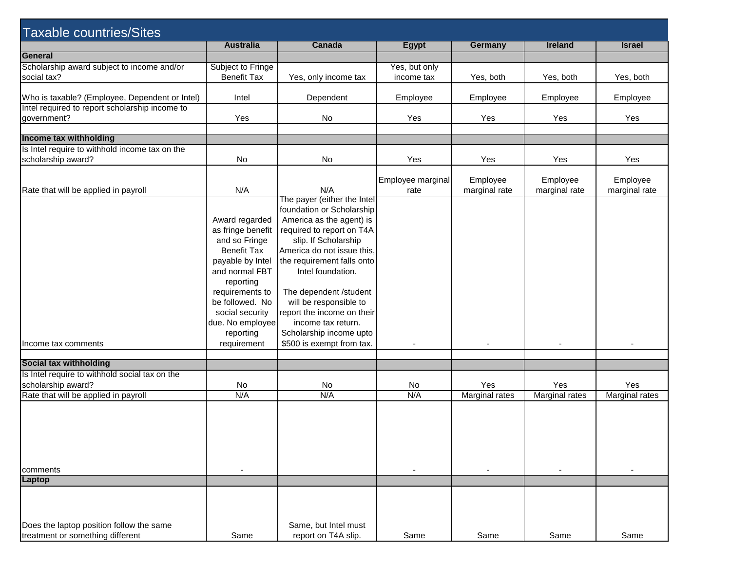# Taxable countries/Sites

| | Australia | Canada | Egypt | Germany | Ireland | Israel |
|---|---|---|---|---|---|---|
| **General** | | | | | | |
| Scholarship award subject to income and/or social tax? | Subject to Fringe Benefit Tax | Yes, only income tax | Yes, but only income tax | Yes, both | Yes, both | Yes, both |
| Who is taxable? (Employee, Dependent or Intel) | Intel | Dependent | Employee | Employee | Employee | Employee |
| Intel required to report scholarship income to government? | Yes | No | Yes | Yes | Yes | Yes |
| | | | | | | |
| **Income tax withholding** | | | | | | |
| Is Intel require to withhold income tax on the scholarship award? | No | No | Yes | Yes | Yes | Yes |
| Rate that will be applied in payroll | N/A | N/A | Employee marginal rate | Employee marginal rate | Employee marginal rate | Employee marginal rate |
| Income tax comments | Award regarded as fringe benefit and so Fringe Benefit Tax payable by Intel and normal FBT reporting requirements to be followed. No social security due. No employee reporting requirement | The payer (either the Intel foundation or Scholarship America as the agent) is required to report on T4A slip. If Scholarship America do not issue this, the requirement falls onto Intel foundation. The dependent /student will be responsible to report the income on their income tax return. Scholarship income upto $500 is exempt from tax. | - | - | - | - |
| | | | | | | |
| **Social tax withholding** | | | | | | |
| Is Intel require to withhold social tax on the scholarship award? | No | No | No | Yes | Yes | Yes |
| Rate that will be applied in payroll | N/A | N/A | N/A | Marginal rates | Marginal rates | Marginal rates |
| comments | - | | - | - | - | - |
| **Laptop** | | | | | | |
| Does the laptop position follow the same treatment or something different | Same | Same, but Intel must report on T4A slip. | Same | Same | Same | Same |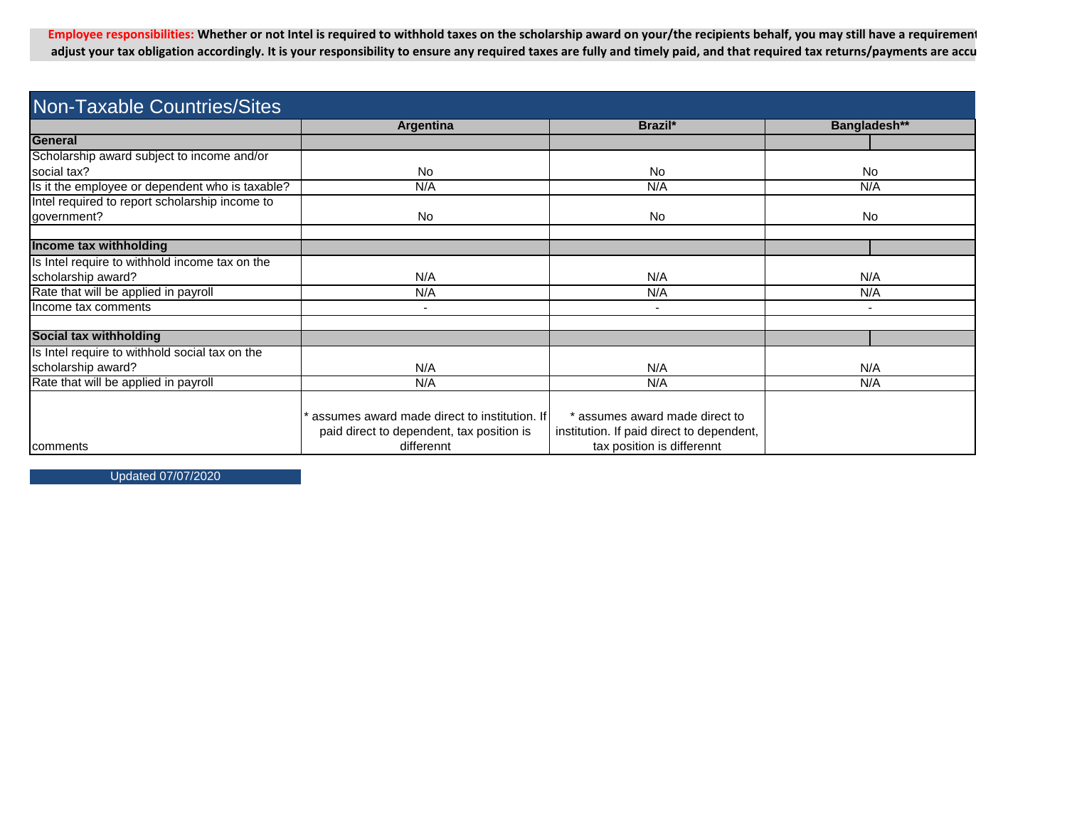**Employee responsibilities:** Whether or not Intel is required to withhold taxes on the scholarship award on your/the recipients behalf, you may still have a requirement adjust your tax obligation accordingly. It is your responsibility to ensure any required taxes are fully and timely paid, and that required tax returns/payments are accu

## Non-Taxable Countries/Sites

| | Argentina | Brazil* | Bangladesh** |
|---|---|---|---|
| **General** | | | |
| Scholarship award subject to income and/or social tax? | No | No | No |
| Is it the employee or dependent who is taxable? | N/A | N/A | N/A |
| Intel required to report scholarship income to government? | No | No | No |
| | | | |
| **Income tax withholding** | | | |
| Is Intel require to withhold income tax on the scholarship award? | N/A | N/A | N/A |
| Rate that will be applied in payroll | N/A | N/A | N/A |
| Income tax comments | - | - | - |
| | | | |
| **Social tax withholding** | | | |
| Is Intel require to withhold social tax on the scholarship award? | N/A | N/A | N/A |
| Rate that will be applied in payroll | N/A | N/A | N/A |
| comments | * assumes award made direct to institution. If paid direct to dependent, tax position is differennt | * assumes award made direct to institution. If paid direct to dependent, tax position is differennt | |

Updated 07/07/2020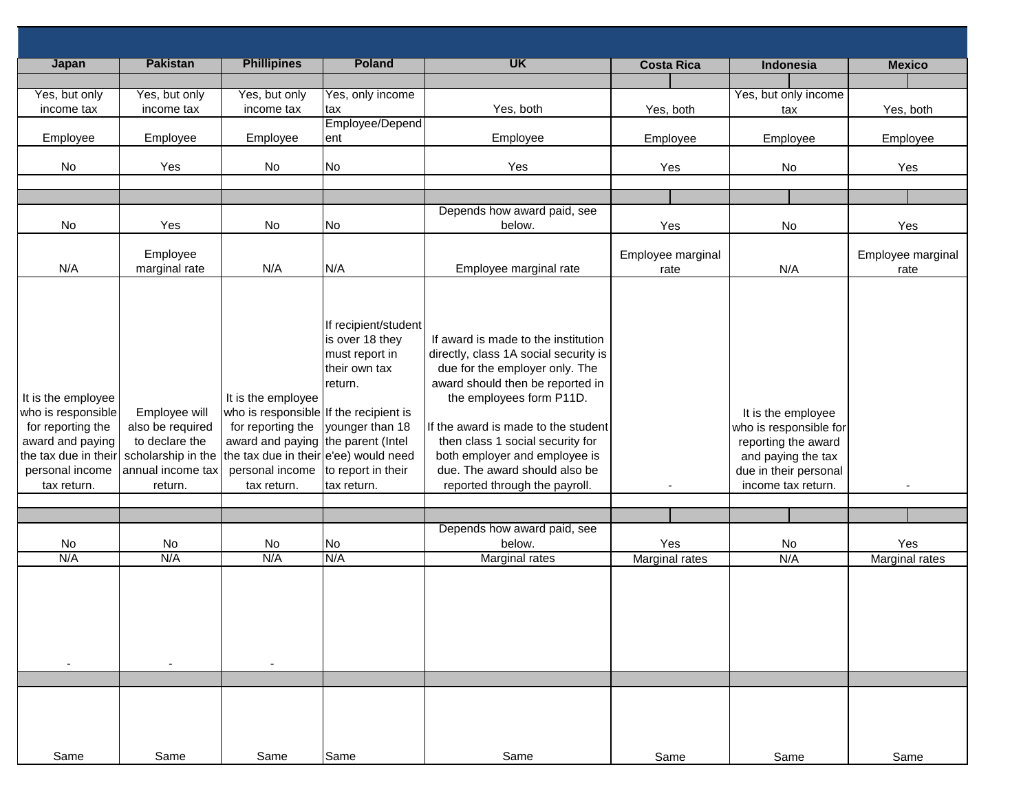| Japan | Pakistan | Phillipines | Poland | UK | Costa Rica | Indonesia | Mexico |
|---|---|---|---|---|---|---|---|
| | | | | | | | |
| Yes, but only income tax | Yes, but only income tax | Yes, but only income tax | Yes, only income tax | Yes, both | Yes, both | Yes, but only income tax | Yes, both |
| Employee | Employee | Employee | Employee/Dependent | Employee | Employee | Employee | Employee |
| No | Yes | No | No | Yes | Yes | No | Yes |
| | | | | | | | |
| | | | | | | | |
| No | Yes | No | No | Depends how award paid, see below. | Yes | No | Yes |
| N/A | Employee marginal rate | N/A | N/A | Employee marginal rate | Employee marginal rate | N/A | Employee marginal rate |
| It is the employee who is responsible for reporting the award and paying the tax due in their personal income tax return. | Employee will also be required to declare the scholarship in the annual income tax return. | It is the employee who is responsible for reporting the award and paying the tax due in their personal income tax return. | If recipient/student is over 18 they must report in their own tax return.<br><br>If the recipient is younger than 18 the parent (Intel e'ee) would need to report in their tax return. | If award is made to the institution directly, class 1A social security is due for the employer only. The award should then be reported in the employees form P11D.<br><br>If the award is made to the student then class 1 social security for both employer and employee is due. The award should also be reported through the payroll. | - | It is the employee who is responsible for reporting the award and paying the tax due in their personal income tax return. | - |
| | | | | | | | |
| | | | | | | | |
| No | No | No | No | Depends how award paid, see below. | Yes | No | Yes |
| N/A | N/A | N/A | N/A | Marginal rates | Marginal rates | N/A | Marginal rates |
| - | - | - | | | | | |
| | | | | | | | |
| Same | Same | Same | Same | Same | Same | Same | Same |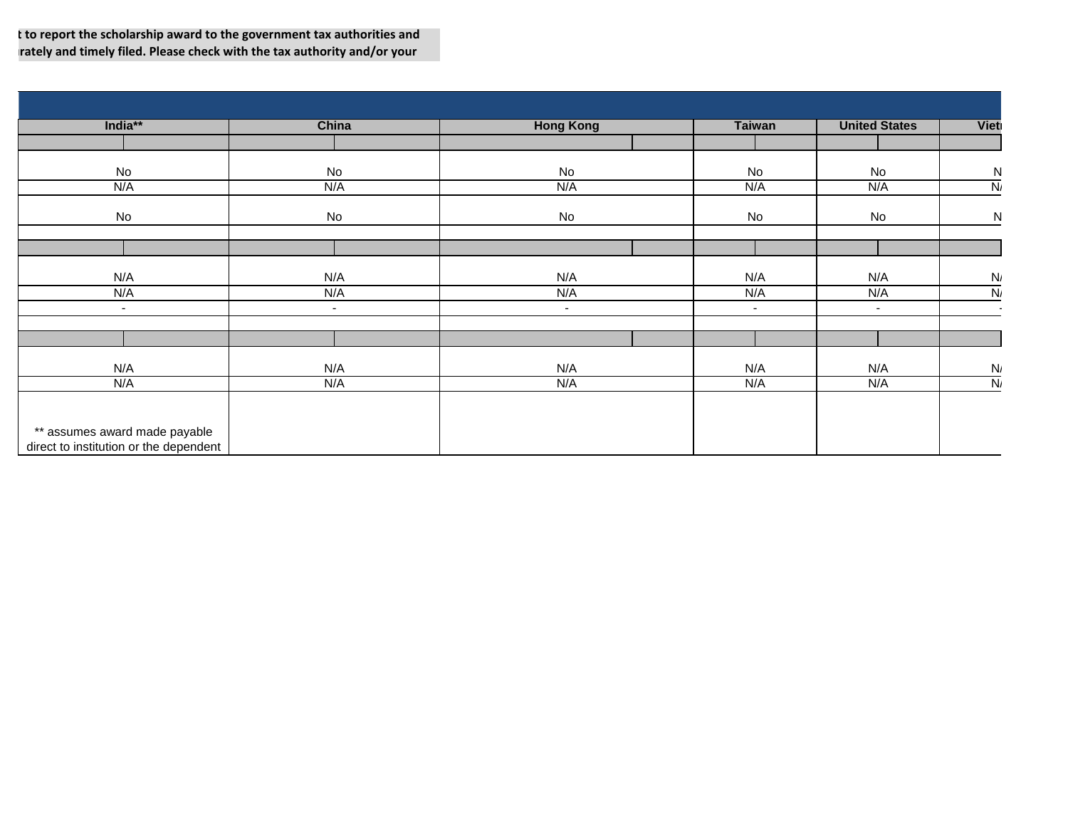t to report the scholarship award to the government tax authorities and
ırately and timely filed. Please check with the tax authority and/or your

| India** | China | Hong Kong | Taiwan | United States | Viet |
|---|---|---|---|---|---|
| | | | | | |
| No | No | No | No | No | N |
| N/A | N/A | N/A | N/A | N/A | N/ |
| No | No | No | No | No | N |
| | | | | | |
| | | | | | |
| N/A | N/A | N/A | N/A | N/A | N/ |
| N/A | N/A | N/A | N/A | N/A | N/ |
| - | - | - | - | - | - |
| | | | | | |
| | | | | | |
| N/A | N/A | N/A | N/A | N/A | N/ |
| N/A | N/A | N/A | N/A | N/A | N/ |
| ** assumes award made payable direct to institution or the dependent | | | | | |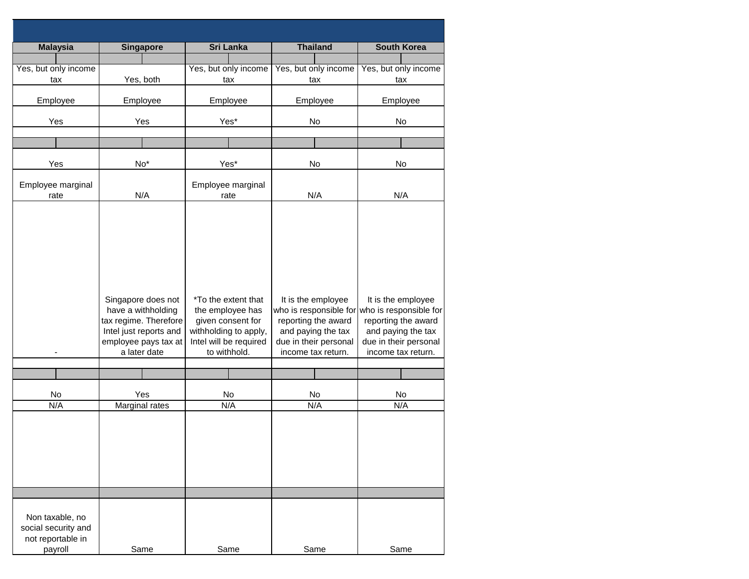| Malaysia | Singapore | Sri Lanka | Thailand | South Korea |
| --- | --- | --- | --- | --- |
| | | | | |
| Yes, but only income tax | Yes, both | Yes, but only income tax | Yes, but only income tax | Yes, but only income tax |
| Employee | Employee | Employee | Employee | Employee |
| Yes | Yes | Yes* | No | No |
| | | | | |
| | | | | |
| Yes | No* | Yes* | No | No |
| Employee marginal rate | N/A | Employee marginal rate | N/A | N/A |
| - | Singapore does not have a withholding tax regime. Therefore Intel just reports and employee pays tax at a later date | *To the extent that the employee has given consent for withholding to apply, Intel will be required to withhold. | It is the employee who is responsible for reporting the award and paying the tax due in their personal income tax return. | It is the employee who is responsible for reporting the award and paying the tax due in their personal income tax return. |
| | | | | |
| | | | | |
| No | Yes | No | No | No |
| N/A | Marginal rates | N/A | N/A | N/A |
| | | | | |
| | | | | |
| Non taxable, no social security and not reportable in payroll | Same | Same | Same | Same |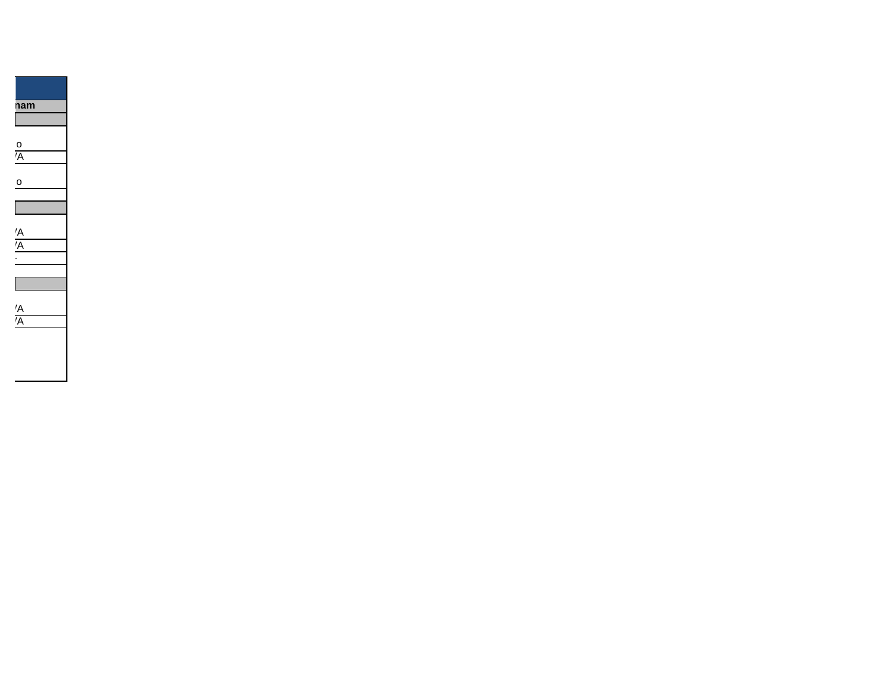| |
|---|
| nam |
| |
| o |
| /A |
| o |
| |
| |
| /A |
| /A |
| · |
| |
| |
| /A |
| /A |